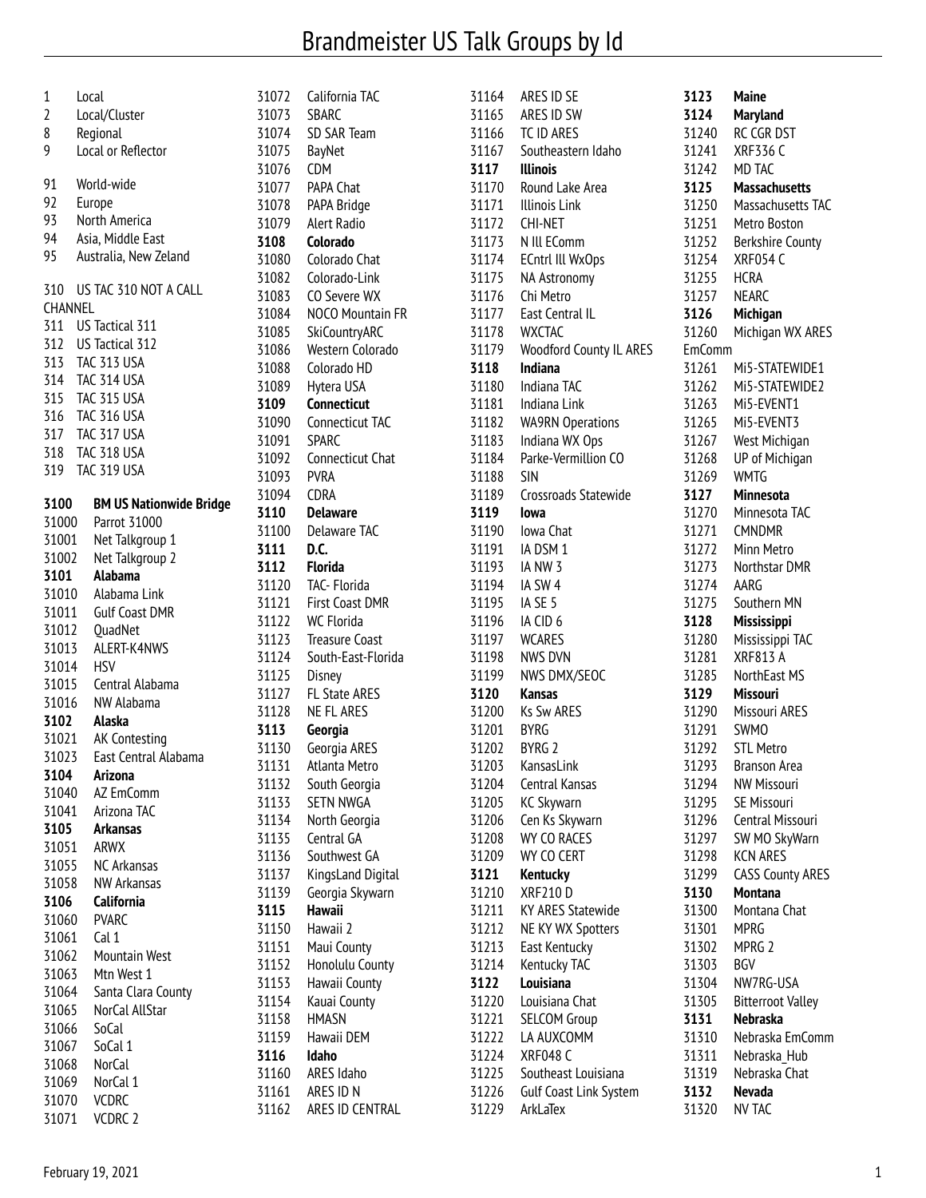# Brandmeister US Talk Groups by Id

1 Local
2 Local/Cluster
8 Regional
9 Local or Reflector

91 World-wide
92 Europe
93 North America
94 Asia, Middle East
95 Australia, New Zeland

310 US TAC 310 NOT A CALL CHANNEL
311 US Tactical 311
312 US Tactical 312
313 TAC 313 USA
314 TAC 314 USA
315 TAC 315 USA
316 TAC 316 USA
317 TAC 317 USA
318 TAC 318 USA
319 TAC 319 USA

**3100 BM US Nationwide Bridge**
31000 Parrot 31000
31001 Net Talkgroup 1
31002 Net Talkgroup 2

**3101 Alabama**
31010 Alabama Link
31011 Gulf Coast DMR
31012 QuadNet
31013 ALERT-K4NWS
31014 HSV
31015 Central Alabama
31016 NW Alabama

**3102 Alaska**
31021 AK Contesting
31023 East Central Alabama

**3104 Arizona**
31040 AZ EmComm
31041 Arizona TAC

**3105 Arkansas**
31051 ARWX
31055 NC Arkansas
31058 NW Arkansas

**3106 California**
31060 PVARC
31061 Cal 1
31062 Mountain West
31063 Mtn West 1
31064 Santa Clara County
31065 NorCal AllStar
31066 SoCal
31067 SoCal 1
31068 NorCal
31069 NorCal 1
31070 VCDRC
31071 VCDRC 2
31072 California TAC
31073 SBARC
31074 SD SAR Team
31075 BayNet
31076 CDM
31077 PAPA Chat
31078 PAPA Bridge
31079 Alert Radio

**3108 Colorado**
31080 Colorado Chat
31082 Colorado-Link
31083 CO Severe WX
31084 NOCO Mountain FR
31085 SkiCountryARC
31086 Western Colorado
31088 Colorado HD
31089 Hytera USA

**3109 Connecticut**
31090 Connecticut TAC
31091 SPARC
31092 Connecticut Chat
31093 PVRA
31094 CDRA

**3110 Delaware**
31100 Delaware TAC

**3111 D.C.**

**3112 Florida**
31120 TAC- Florida
31121 First Coast DMR
31122 WC Florida
31123 Treasure Coast
31124 South-East-Florida
31125 Disney
31127 FL State ARES
31128 NE FL ARES

**3113 Georgia**
31130 Georgia ARES
31131 Atlanta Metro
31132 South Georgia
31133 SETN NWGA
31134 North Georgia
31135 Central GA
31136 Southwest GA
31137 KingsLand Digital
31139 Georgia Skywarn

**3115 Hawaii**
31150 Hawaii 2
31151 Maui County
31152 Honolulu County
31153 Hawaii County
31154 Kauai County
31158 HMASN
31159 Hawaii DEM

**3116 Idaho**
31160 ARES Idaho
31161 ARES ID N
31162 ARES ID CENTRAL
31164 ARES ID SE
31165 ARES ID SW
31166 TC ID ARES
31167 Southeastern Idaho

**3117 Illinois**
31170 Round Lake Area
31171 Illinois Link
31172 CHI-NET
31173 N Ill EComm
31174 ECntrl Ill WxOps
31175 NA Astronomy
31176 Chi Metro
31177 East Central IL
31178 WXCTAC
31179 Woodford County IL ARES

**3118 Indiana**
31180 Indiana TAC
31181 Indiana Link
31182 WA9RN Operations
31183 Indiana WX Ops
31184 Parke-Vermillion CO
31188 SIN
31189 Crossroads Statewide

**3119 Iowa**
31190 Iowa Chat
31191 IA DSM 1
31193 IA NW 3
31194 IA SW 4
31195 IA SE 5
31196 IA CID 6
31197 WCARES
31198 NWS DVN
31199 NWS DMX/SEOC

**3120 Kansas**
31200 Ks Sw ARES
31201 BYRG
31202 BYRG 2
31203 KansasLink
31204 Central Kansas
31205 KC Skywarn
31206 Cen Ks Skywarn
31208 WY CO RACES
31209 WY CO CERT

**3121 Kentucky**
31210 XRF210 D
31211 KY ARES Statewide
31212 NE KY WX Spotters
31213 East Kentucky
31214 Kentucky TAC

**3122 Louisiana**
31220 Louisiana Chat
31221 SELCOM Group
31222 LA AUXCOMM
31224 XRF048 C
31225 Southeast Louisiana
31226 Gulf Coast Link System
31229 ArkLaTex

**3123 Maine**

**3124 Maryland**
31240 RC CGR DST
31241 XRF336 C
31242 MD TAC

**3125 Massachusetts**
31250 Massachusetts TAC
31251 Metro Boston
31252 Berkshire County
31254 XRF054 C
31255 HCRA
31257 NEARC

**3126 Michigan**
31260 Michigan WX ARES EmComm
31261 Mi5-STATEWIDE1
31262 Mi5-STATEWIDE2
31263 Mi5-EVENT1
31265 Mi5-EVENT3
31267 West Michigan
31268 UP of Michigan
31269 WMTG

**3127 Minnesota**
31270 Minnesota TAC
31271 CMNDMR
31272 Minn Metro
31273 Northstar DMR
31274 AARG
31275 Southern MN

**3128 Mississippi**
31280 Mississippi TAC
31281 XRF813 A
31285 NorthEast MS

**3129 Missouri**
31290 Missouri ARES
31291 SWMO
31292 STL Metro
31293 Branson Area
31294 NW Missouri
31295 SE Missouri
31296 Central Missouri
31297 SW MO SkyWarn
31298 KCN ARES
31299 CASS County ARES

**3130 Montana**
31300 Montana Chat
31301 MPRG
31302 MPRG 2
31303 BGV
31304 NW7RG-USA
31305 Bitterroot Valley

**3131 Nebraska**
31310 Nebraska EmComm
31311 Nebraska_Hub
31319 Nebraska Chat

**3132 Nevada**
31320 NV TAC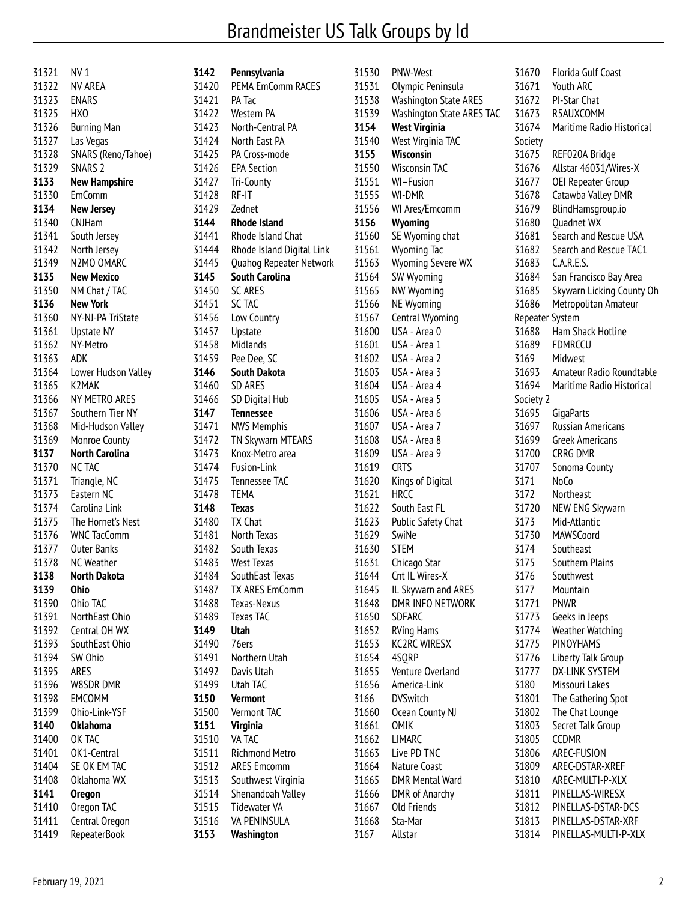# Brandmeister US Talk Groups by Id

| Id | Name |
|---|---|
| 31321 | NV 1 |
| 31322 | NV AREA |
| 31323 | ENARS |
| 31325 | HXO |
| 31326 | Burning Man |
| 31327 | Las Vegas |
| 31328 | SNARS (Reno/Tahoe) |
| 31329 | SNARS 2 |
| **3133** | **New Hampshire** |
| 31330 | EmComm |
| **3134** | **New Jersey** |
| 31340 | CNJHam |
| 31341 | South Jersey |
| 31342 | North Jersey |
| 31349 | N2MO OMARC |
| **3135** | **New Mexico** |
| 31350 | NM Chat / TAC |
| **3136** | **New York** |
| 31360 | NY-NJ-PA TriState |
| 31361 | Upstate NY |
| 31362 | NY-Metro |
| 31363 | ADK |
| 31364 | Lower Hudson Valley |
| 31365 | K2MAK |
| 31366 | NY METRO ARES |
| 31367 | Southern Tier NY |
| 31368 | Mid-Hudson Valley |
| 31369 | Monroe County |
| **3137** | **North Carolina** |
| 31370 | NC TAC |
| 31371 | Triangle, NC |
| 31373 | Eastern NC |
| 31374 | Carolina Link |
| 31375 | The Hornet's Nest |
| 31376 | WNC TacComm |
| 31377 | Outer Banks |
| 31378 | NC Weather |
| **3138** | **North Dakota** |
| **3139** | **Ohio** |
| 31390 | Ohio TAC |
| 31391 | NorthEast Ohio |
| 31392 | Central OH WX |
| 31393 | SouthEast Ohio |
| 31394 | SW Ohio |
| 31395 | ARES |
| 31396 | W8SDR DMR |
| 31398 | EMCOMM |
| 31399 | Ohio-Link-YSF |
| **3140** | **Oklahoma** |
| 31400 | OK TAC |
| 31401 | OK1-Central |
| 31404 | SE OK EM TAC |
| 31408 | Oklahoma WX |
| **3141** | **Oregon** |
| 31410 | Oregon TAC |
| 31411 | Central Oregon |
| 31419 | RepeaterBook |
| **3142** | **Pennsylvania** |
| 31420 | PEMA EmComm RACES |
| 31421 | PA Tac |
| 31422 | Western PA |
| 31423 | North-Central PA |
| 31424 | North East PA |
| 31425 | PA Cross-mode |
| 31426 | EPA Section |
| 31427 | Tri-County |
| 31428 | RF-IT |
| 31429 | Zednet |
| **3144** | **Rhode Island** |
| 31441 | Rhode Island Chat |
| 31444 | Rhode Island Digital Link |
| 31445 | Quahog Repeater Network |
| **3145** | **South Carolina** |
| 31450 | SC ARES |
| 31451 | SC TAC |
| 31456 | Low Country |
| 31457 | Upstate |
| 31458 | Midlands |
| 31459 | Pee Dee, SC |
| **3146** | **South Dakota** |
| 31460 | SD ARES |
| 31466 | SD Digital Hub |
| **3147** | **Tennessee** |
| 31471 | NWS Memphis |
| 31472 | TN Skywarn MTEARS |
| 31473 | Knox-Metro area |
| 31474 | Fusion-Link |
| 31475 | Tennessee TAC |
| 31478 | TEMA |
| **3148** | **Texas** |
| 31480 | TX Chat |
| 31481 | North Texas |
| 31482 | South Texas |
| 31483 | West Texas |
| 31484 | SouthEast Texas |
| 31487 | TX ARES EmComm |
| 31488 | Texas-Nexus |
| 31489 | Texas TAC |
| **3149** | **Utah** |
| 31490 | 76ers |
| 31491 | Northern Utah |
| 31492 | Davis Utah |
| 31499 | Utah TAC |
| **3150** | **Vermont** |
| 31500 | Vermont TAC |
| **3151** | **Virginia** |
| 31510 | VA TAC |
| 31511 | Richmond Metro |
| 31512 | ARES Emcomm |
| 31513 | Southwest Virginia |
| 31514 | Shenandoah Valley |
| 31515 | Tidewater VA |
| 31516 | VA PENINSULA |
| **3153** | **Washington** |
| 31530 | PNW-West |
| 31531 | Olympic Peninsula |
| 31538 | Washington State ARES |
| 31539 | Washington State ARES TAC |
| **3154** | **West Virginia** |
| 31540 | West Virginia TAC |
| **3155** | **Wisconsin** |
| 31550 | Wisconsin TAC |
| 31551 | WI–Fusion |
| 31555 | WI-DMR |
| 31556 | WI Ares/Emcomm |
| **3156** | **Wyoming** |
| 31560 | SE Wyoming chat |
| 31561 | Wyoming Tac |
| 31563 | Wyoming Severe WX |
| 31564 | SW Wyoming |
| 31565 | NW Wyoming |
| 31566 | NE Wyoming |
| 31567 | Central Wyoming |
| 31600 | USA - Area 0 |
| 31601 | USA - Area 1 |
| 31602 | USA - Area 2 |
| 31603 | USA - Area 3 |
| 31604 | USA - Area 4 |
| 31605 | USA - Area 5 |
| 31606 | USA - Area 6 |
| 31607 | USA - Area 7 |
| 31608 | USA - Area 8 |
| 31609 | USA - Area 9 |
| 31619 | CRTS |
| 31620 | Kings of Digital |
| 31621 | HRCC |
| 31622 | South East FL |
| 31623 | Public Safety Chat |
| 31629 | SwiNe |
| 31630 | STEM |
| 31631 | Chicago Star |
| 31644 | Cnt IL Wires-X |
| 31645 | IL Skywarn and ARES |
| 31648 | DMR INFO NETWORK |
| 31650 | SDFARC |
| 31652 | RVing Hams |
| 31653 | KC2RC WIRESX |
| 31654 | 4SQRP |
| 31655 | Venture Overland |
| 31656 | America-Link |
| 3166 | DVSwitch |
| 31660 | Ocean County NJ |
| 31661 | OMIK |
| 31662 | LIMARC |
| 31663 | Live PD TNC |
| 31664 | Nature Coast |
| 31665 | DMR Mental Ward |
| 31666 | DMR of Anarchy |
| 31667 | Old Friends |
| 31668 | Sta-Mar |
| 3167 | Allstar |
| 31670 | Florida Gulf Coast |
| 31671 | Youth ARC |
| 31672 | PI-Star Chat |
| 31673 | R5AUXCOMM |
| 31674 | Maritime Radio Historical Society |
| 31675 | REF020A Bridge |
| 31676 | Allstar 46031/Wires-X |
| 31677 | OEI Repeater Group |
| 31678 | Catawba Valley DMR |
| 31679 | BlindHamsgroup.io |
| 31680 | Quadnet WX |
| 31681 | Search and Rescue USA |
| 31682 | Search and Rescue TAC1 |
| 31683 | C.A.R.E.S. |
| 31684 | San Francisco Bay Area |
| 31685 | Skywarn Licking County Oh |
| 31686 | Metropolitan Amateur Repeater System |
| 31688 | Ham Shack Hotline |
| 31689 | FDMRCCU |
| 3169 | Midwest |
| 31693 | Amateur Radio Roundtable |
| 31694 | Maritime Radio Historical Society 2 |
| 31695 | GigaParts |
| 31697 | Russian Americans |
| 31699 | Greek Americans |
| 31700 | CRRG DMR |
| 31707 | Sonoma County |
| 3171 | NoCo |
| 3172 | Northeast |
| 31720 | NEW ENG Skywarn |
| 3173 | Mid-Atlantic |
| 31730 | MAWSCoord |
| 3174 | Southeast |
| 3175 | Southern Plains |
| 3176 | Southwest |
| 3177 | Mountain |
| 31771 | PNWR |
| 31773 | Geeks in Jeeps |
| 31774 | Weather Watching |
| 31775 | PINOYHAMS |
| 31776 | Liberty Talk Group |
| 31777 | DX-LINK SYSTEM |
| 3180 | Missouri Lakes |
| 31801 | The Gathering Spot |
| 31802 | The Chat Lounge |
| 31803 | Secret Talk Group |
| 31805 | CCDMR |
| 31806 | AREC-FUSION |
| 31809 | AREC-DSTAR-XREF |
| 31810 | AREC-MULTI-P-XLX |
| 31811 | PINELLAS-WIRESX |
| 31812 | PINELLAS-DSTAR-DCS |
| 31813 | PINELLAS-DSTAR-XRF |
| 31814 | PINELLAS-MULTI-P-XLX |

February 19, 2021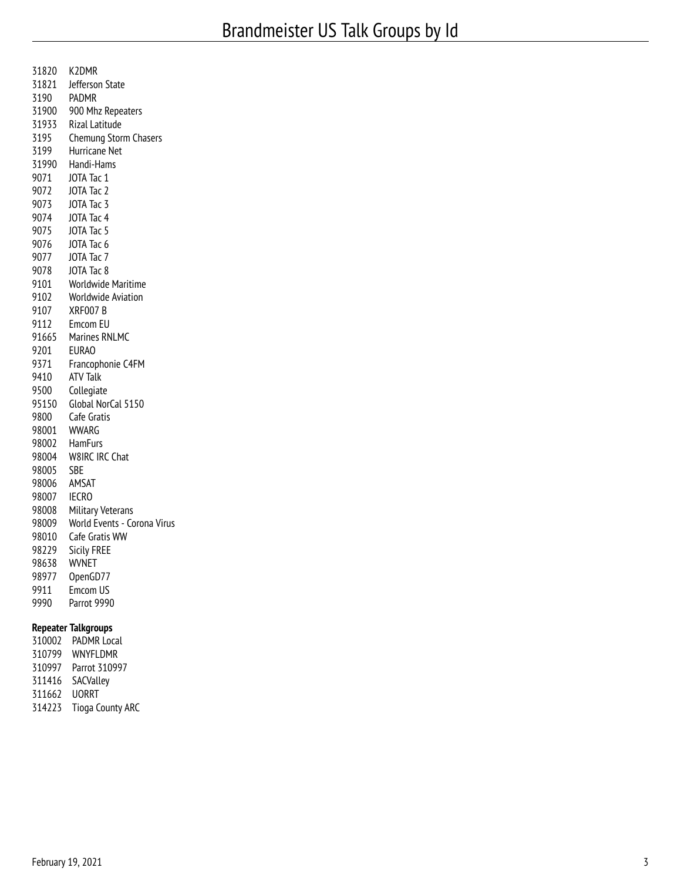| | |
|---|---|
| 31820 | K2DMR |
| 31821 | Jefferson State |
| 3190 | PADMR |
| 31900 | 900 Mhz Repeaters |
| 31933 | Rizal Latitude |
| 3195 | Chemung Storm Chasers |
| 3199 | Hurricane Net |
| 31990 | Handi-Hams |
| 9071 | JOTA Tac 1 |
| 9072 | JOTA Tac 2 |
| 9073 | JOTA Tac 3 |
| 9074 | JOTA Tac 4 |
| 9075 | JOTA Tac 5 |
| 9076 | JOTA Tac 6 |
| 9077 | JOTA Tac 7 |
| 9078 | JOTA Tac 8 |
| 9101 | Worldwide Maritime |
| 9102 | Worldwide Aviation |
| 9107 | XRF007 B |
| 9112 | Emcom EU |
| 91665 | Marines RNLMC |
| 9201 | EURAO |
| 9371 | Francophonie C4FM |
| 9410 | ATV Talk |
| 9500 | Collegiate |
| 95150 | Global NorCal 5150 |
| 9800 | Cafe Gratis |
| 98001 | WWARG |
| 98002 | HamFurs |
| 98004 | W8IRC IRC Chat |
| 98005 | SBE |
| 98006 | AMSAT |
| 98007 | IECRO |
| 98008 | Military Veterans |
| 98009 | World Events - Corona Virus |
| 98010 | Cafe Gratis WW |
| 98229 | Sicily FREE |
| 98638 | WVNET |
| 98977 | OpenGD77 |
| 9911 | Emcom US |
| 9990 | Parrot 9990 |

**Repeater Talkgroups**

| | |
|---|---|
| 310002 | PADMR Local |
| 310799 | WNYFLDMR |
| 310997 | Parrot 310997 |
| 311416 | SACValley |
| 311662 | UORRT |
| 314223 | Tioga County ARC |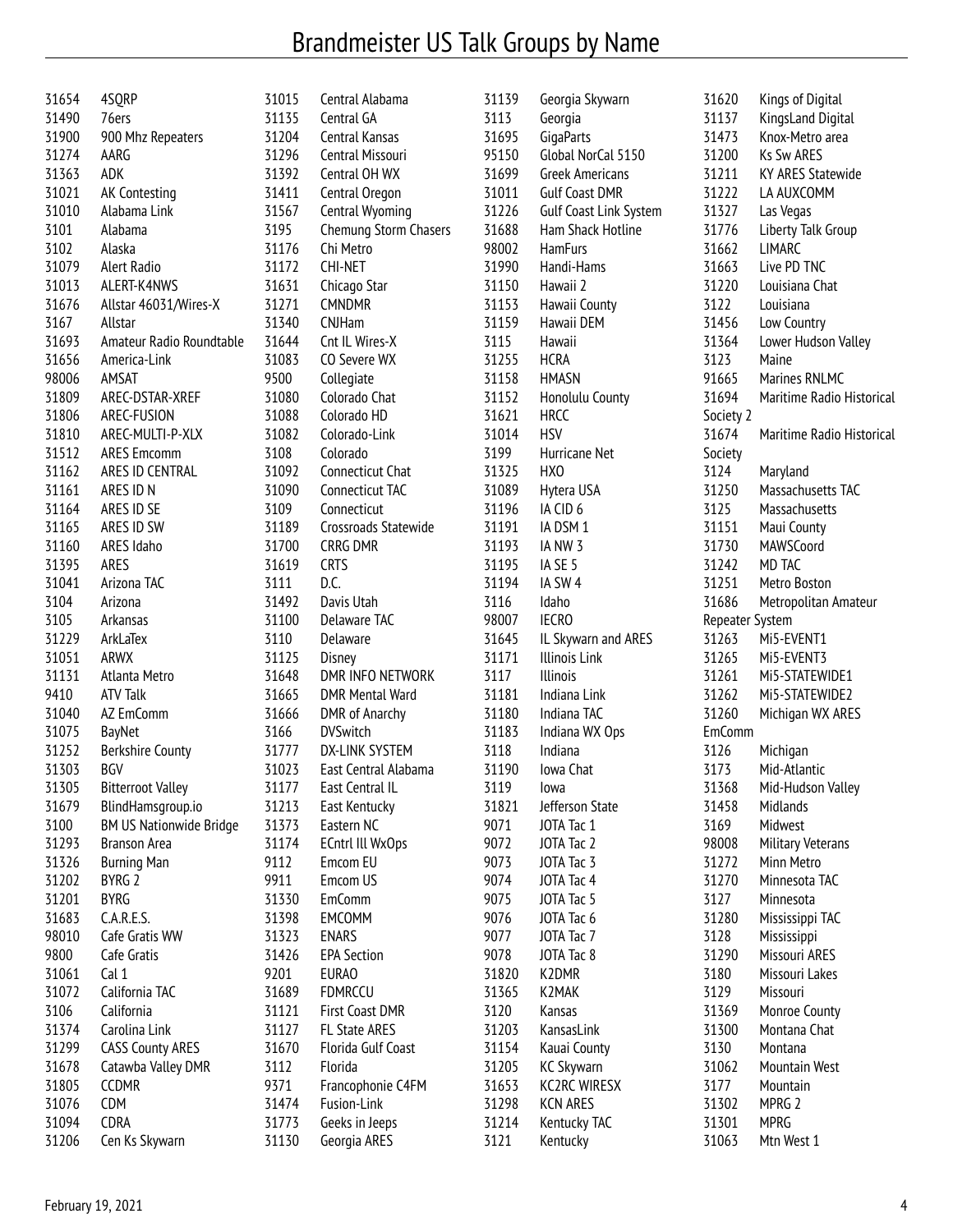# Brandmeister US Talk Groups by Name

| TG | Name | TG | Name | TG | Name | TG | Name |
|---|---|---|---|---|---|---|---|
| 31654 | 4SQRP | 31015 | Central Alabama | 31139 | Georgia Skywarn | 31620 | Kings of Digital |
| 31490 | 76ers | 31135 | Central GA | 3113 | Georgia | 31137 | KingsLand Digital |
| 31900 | 900 Mhz Repeaters | 31204 | Central Kansas | 31695 | GigaParts | 31473 | Knox-Metro area |
| 31274 | AARG | 31296 | Central Missouri | 95150 | Global NorCal 5150 | 31200 | Ks Sw ARES |
| 31363 | ADK | 31392 | Central OH WX | 31699 | Greek Americans | 31211 | KY ARES Statewide |
| 31021 | AK Contesting | 31411 | Central Oregon | 31011 | Gulf Coast DMR | 31222 | LA AUXCOMM |
| 31010 | Alabama Link | 31567 | Central Wyoming | 31226 | Gulf Coast Link System | 31327 | Las Vegas |
| 3101 | Alabama | 3195 | Chemung Storm Chasers | 31688 | Ham Shack Hotline | 31776 | Liberty Talk Group |
| 3102 | Alaska | 31176 | Chi Metro | 98002 | HamFurs | 31662 | LIMARC |
| 31079 | Alert Radio | 31172 | CHI-NET | 31990 | Handi-Hams | 31663 | Live PD TNC |
| 31013 | ALERT-K4NWS | 31631 | Chicago Star | 31150 | Hawaii 2 | 31220 | Louisiana Chat |
| 31676 | Allstar 46031/Wires-X | 31271 | CMNDMR | 31153 | Hawaii County | 3122 | Louisiana |
| 3167 | Allstar | 31340 | CNJHam | 31159 | Hawaii DEM | 31456 | Low Country |
| 31693 | Amateur Radio Roundtable | 31644 | Cnt IL Wires-X | 3115 | Hawaii | 31364 | Lower Hudson Valley |
| 31656 | America-Link | 31083 | CO Severe WX | 31255 | HCRA | 3123 | Maine |
| 98006 | AMSAT | 9500 | Collegiate | 31158 | HMASN | 91665 | Marines RNLMC |
| 31809 | AREC-DSTAR-XREF | 31080 | Colorado Chat | 31152 | Honolulu County | 31694 | Maritime Radio Historical Society 2 |
| 31806 | AREC-FUSION | 31088 | Colorado HD | 31621 | HRCC | 31674 | Maritime Radio Historical Society |
| 31810 | AREC-MULTI-P-XLX | 31082 | Colorado-Link | 31014 | HSV | 3124 | Maryland |
| 31512 | ARES Emcomm | 3108 | Colorado | 3199 | Hurricane Net | 31250 | Massachusetts TAC |
| 31162 | ARES ID CENTRAL | 31092 | Connecticut Chat | 31325 | HXO | 3125 | Massachusetts |
| 31161 | ARES ID N | 31090 | Connecticut TAC | 31089 | Hytera USA | 31151 | Maui County |
| 31164 | ARES ID SE | 3109 | Connecticut | 31196 | IA CID 6 | 31730 | MAWSCoord |
| 31165 | ARES ID SW | 31189 | Crossroads Statewide | 31191 | IA DSM 1 | 31242 | MD TAC |
| 31160 | ARES Idaho | 31700 | CRRG DMR | 31193 | IA NW 3 | 31251 | Metro Boston |
| 31395 | ARES | 31619 | CRTS | 31195 | IA SE 5 | 31686 | Metropolitan Amateur Repeater System |
| 31041 | Arizona TAC | 3111 | D.C. | 31194 | IA SW 4 | 31263 | Mi5-EVENT1 |
| 3104 | Arizona | 31492 | Davis Utah | 3116 | Idaho | 31265 | Mi5-EVENT3 |
| 3105 | Arkansas | 31100 | Delaware TAC | 98007 | IECRO | 31261 | Mi5-STATEWIDE1 |
| 31229 | ArkLaTex | 3110 | Delaware | 31645 | IL Skywarn and ARES | 31262 | Mi5-STATEWIDE2 |
| 31051 | ARWX | 31125 | Disney | 31171 | Illinois Link | 31260 | Michigan WX ARES EmComm |
| 31131 | Atlanta Metro | 31648 | DMR INFO NETWORK | 3117 | Illinois | 3126 | Michigan |
| 9410 | ATV Talk | 31665 | DMR Mental Ward | 31181 | Indiana Link | 3173 | Mid-Atlantic |
| 31040 | AZ EmComm | 31666 | DMR of Anarchy | 31180 | Indiana TAC | 31368 | Mid-Hudson Valley |
| 31075 | BayNet | 3166 | DVSwitch | 31183 | Indiana WX Ops | 31458 | Midlands |
| 31252 | Berkshire County | 31777 | DX-LINK SYSTEM | 3118 | Indiana | 3169 | Midwest |
| 31303 | BGV | 31023 | East Central Alabama | 31190 | Iowa Chat | 98008 | Military Veterans |
| 31305 | Bitterroot Valley | 31177 | East Central IL | 3119 | Iowa | 31272 | Minn Metro |
| 31679 | BlindHamsgroup.io | 31213 | East Kentucky | 31821 | Jefferson State | 31270 | Minnesota TAC |
| 3100 | BM US Nationwide Bridge | 31373 | Eastern NC | 9071 | JOTA Tac 1 | 3127 | Minnesota |
| 31293 | Branson Area | 31174 | ECntrl Ill WxOps | 9072 | JOTA Tac 2 | 31280 | Mississippi TAC |
| 31326 | Burning Man | 9112 | Emcom EU | 9073 | JOTA Tac 3 | 3128 | Mississippi |
| 31202 | BYRG 2 | 9911 | Emcom US | 9074 | JOTA Tac 4 | 31290 | Missouri ARES |
| 31201 | BYRG | 31330 | EmComm | 9075 | JOTA Tac 5 | 3180 | Missouri Lakes |
| 31683 | C.A.R.E.S. | 31398 | EMCOMM | 9076 | JOTA Tac 6 | 3129 | Missouri |
| 98010 | Cafe Gratis WW | 31323 | ENARS | 9077 | JOTA Tac 7 | 31369 | Monroe County |
| 9800 | Cafe Gratis | 31426 | EPA Section | 9078 | JOTA Tac 8 | 31300 | Montana Chat |
| 31061 | Cal 1 | 9201 | EURAO | 31820 | K2DMR | 3130 | Montana |
| 31072 | California TAC | 31689 | FDMRCCU | 31365 | K2MAK | 31062 | Mountain West |
| 3106 | California | 31121 | First Coast DMR | 3120 | Kansas | 3177 | Mountain |
| 31374 | Carolina Link | 31127 | FL State ARES | 31203 | KansasLink | 31302 | MPRG 2 |
| 31299 | CASS County ARES | 31670 | Florida Gulf Coast | 31154 | Kauai County | 31301 | MPRG |
| 31678 | Catawba Valley DMR | 3112 | Florida | 31205 | KC Skywarn | 31063 | Mtn West 1 |
| 31805 | CCDMR | 9371 | Francophonie C4FM | 31653 | KC2RC WIRESX | | |
| 31076 | CDM | 31474 | Fusion-Link | 31298 | KCN ARES | | |
| 31094 | CDRA | 31773 | Geeks in Jeeps | 31214 | Kentucky TAC | | |
| 31206 | Cen Ks Skywarn | 31130 | Georgia ARES | 3121 | Kentucky | | |

February 19, 2021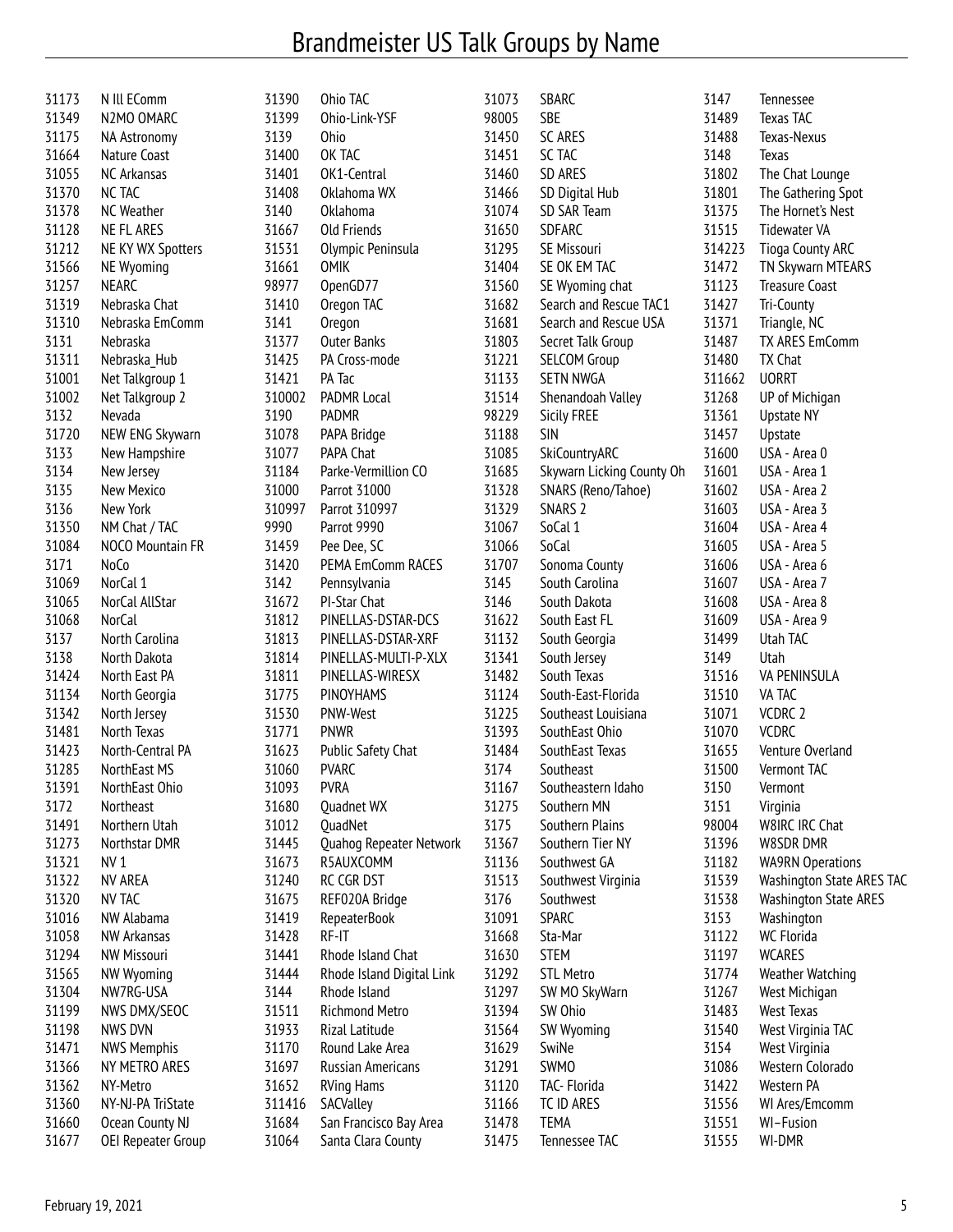# Brandmeister US Talk Groups by Name

| | | | | | | | |
|---|---|---|---|---|---|---|---|
| 31173 | N Ill EComm | 31390 | Ohio TAC | 31073 | SBARC | 3147 | Tennessee |
| 31349 | N2MO OMARC | 31399 | Ohio-Link-YSF | 98005 | SBE | 31489 | Texas TAC |
| 31175 | NA Astronomy | 3139 | Ohio | 31450 | SC ARES | 31488 | Texas-Nexus |
| 31664 | Nature Coast | 31400 | OK TAC | 31451 | SC TAC | 3148 | Texas |
| 31055 | NC Arkansas | 31401 | OK1-Central | 31460 | SD ARES | 31802 | The Chat Lounge |
| 31370 | NC TAC | 31408 | Oklahoma WX | 31466 | SD Digital Hub | 31801 | The Gathering Spot |
| 31378 | NC Weather | 3140 | Oklahoma | 31074 | SD SAR Team | 31375 | The Hornet's Nest |
| 31128 | NE FL ARES | 31667 | Old Friends | 31650 | SDFARC | 31515 | Tidewater VA |
| 31212 | NE KY WX Spotters | 31531 | Olympic Peninsula | 31295 | SE Missouri | 314223 | Tioga County ARC |
| 31566 | NE Wyoming | 31661 | OMIK | 31404 | SE OK EM TAC | 31472 | TN Skywarn MTEARS |
| 31257 | NEARC | 98977 | OpenGD77 | 31560 | SE Wyoming chat | 31123 | Treasure Coast |
| 31319 | Nebraska Chat | 31410 | Oregon TAC | 31682 | Search and Rescue TAC1 | 31427 | Tri-County |
| 31310 | Nebraska EmComm | 3141 | Oregon | 31681 | Search and Rescue USA | 31371 | Triangle, NC |
| 3131 | Nebraska | 31377 | Outer Banks | 31803 | Secret Talk Group | 31487 | TX ARES EmComm |
| 31311 | Nebraska_Hub | 31425 | PA Cross-mode | 31221 | SELCOM Group | 31480 | TX Chat |
| 31001 | Net Talkgroup 1 | 31421 | PA Tac | 31133 | SETN NWGA | 311662 | UORRT |
| 31002 | Net Talkgroup 2 | 310002 | PADMR Local | 31514 | Shenandoah Valley | 31268 | UP of Michigan |
| 3132 | Nevada | 3190 | PADMR | 98229 | Sicily FREE | 31361 | Upstate NY |
| 31720 | NEW ENG Skywarn | 31078 | PAPA Bridge | 31188 | SIN | 31457 | Upstate |
| 3133 | New Hampshire | 31077 | PAPA Chat | 31085 | SkiCountryARC | 31600 | USA - Area 0 |
| 3134 | New Jersey | 31184 | Parke-Vermillion CO | 31685 | Skywarn Licking County Oh | 31601 | USA - Area 1 |
| 3135 | New Mexico | 31000 | Parrot 31000 | 31328 | SNARS (Reno/Tahoe) | 31602 | USA - Area 2 |
| 3136 | New York | 310997 | Parrot 310997 | 31329 | SNARS 2 | 31603 | USA - Area 3 |
| 31350 | NM Chat / TAC | 9990 | Parrot 9990 | 31067 | SoCal 1 | 31604 | USA - Area 4 |
| 31084 | NOCO Mountain FR | 31459 | Pee Dee, SC | 31066 | SoCal | 31605 | USA - Area 5 |
| 3171 | NoCo | 31420 | PEMA EmComm RACES | 31707 | Sonoma County | 31606 | USA - Area 6 |
| 31069 | NorCal 1 | 3142 | Pennsylvania | 3145 | South Carolina | 31607 | USA - Area 7 |
| 31065 | NorCal AllStar | 31672 | PI-Star Chat | 3146 | South Dakota | 31608 | USA - Area 8 |
| 31068 | NorCal | 31812 | PINELLAS-DSTAR-DCS | 31622 | South East FL | 31609 | USA - Area 9 |
| 3137 | North Carolina | 31813 | PINELLAS-DSTAR-XRF | 31132 | South Georgia | 31499 | Utah TAC |
| 3138 | North Dakota | 31814 | PINELLAS-MULTI-P-XLX | 31341 | South Jersey | 3149 | Utah |
| 31424 | North East PA | 31811 | PINELLAS-WIRESX | 31482 | South Texas | 31516 | VA PENINSULA |
| 31134 | North Georgia | 31775 | PINOYHAMS | 31124 | South-East-Florida | 31510 | VA TAC |
| 31342 | North Jersey | 31530 | PNW-West | 31225 | Southeast Louisiana | 31071 | VCDRC 2 |
| 31481 | North Texas | 31771 | PNWR | 31393 | SouthEast Ohio | 31070 | VCDRC |
| 31423 | North-Central PA | 31623 | Public Safety Chat | 31484 | SouthEast Texas | 31655 | Venture Overland |
| 31285 | NorthEast MS | 31060 | PVARC | 3174 | Southeast | 31500 | Vermont TAC |
| 31391 | NorthEast Ohio | 31093 | PVRA | 31167 | Southeastern Idaho | 3150 | Vermont |
| 3172 | Northeast | 31680 | Quadnet WX | 31275 | Southern MN | 3151 | Virginia |
| 31491 | Northern Utah | 31012 | QuadNet | 3175 | Southern Plains | 98004 | W8IRC IRC Chat |
| 31273 | Northstar DMR | 31445 | Quahog Repeater Network | 31367 | Southern Tier NY | 31396 | W8SDR DMR |
| 31321 | NV 1 | 31673 | R5AUXCOMM | 31136 | Southwest GA | 31182 | WA9RN Operations |
| 31322 | NV AREA | 31240 | RC CGR DST | 31513 | Southwest Virginia | 31539 | Washington State ARES TAC |
| 31320 | NV TAC | 31675 | REF020A Bridge | 3176 | Southwest | 31538 | Washington State ARES |
| 31016 | NW Alabama | 31419 | RepeaterBook | 31091 | SPARC | 3153 | Washington |
| 31058 | NW Arkansas | 31428 | RF-IT | 31668 | Sta-Mar | 31122 | WC Florida |
| 31294 | NW Missouri | 31441 | Rhode Island Chat | 31630 | STEM | 31197 | WCARES |
| 31565 | NW Wyoming | 31444 | Rhode Island Digital Link | 31292 | STL Metro | 31774 | Weather Watching |
| 31304 | NW7RG-USA | 3144 | Rhode Island | 31297 | SW MO SkyWarn | 31267 | West Michigan |
| 31199 | NWS DMX/SEOC | 31511 | Richmond Metro | 31394 | SW Ohio | 31483 | West Texas |
| 31198 | NWS DVN | 31933 | Rizal Latitude | 31564 | SW Wyoming | 31540 | West Virginia TAC |
| 31471 | NWS Memphis | 31170 | Round Lake Area | 31629 | SwiNe | 3154 | West Virginia |
| 31366 | NY METRO ARES | 31697 | Russian Americans | 31291 | SWMO | 31086 | Western Colorado |
| 31362 | NY-Metro | 31652 | RVing Hams | 31120 | TAC- Florida | 31422 | Western PA |
| 31360 | NY-NJ-PA TriState | 311416 | SACValley | 31166 | TC ID ARES | 31556 | WI Ares/Emcomm |
| 31660 | Ocean County NJ | 31684 | San Francisco Bay Area | 31478 | TEMA | 31551 | WI–Fusion |
| 31677 | OEI Repeater Group | 31064 | Santa Clara County | 31475 | Tennessee TAC | 31555 | WI-DMR |

February 19, 2021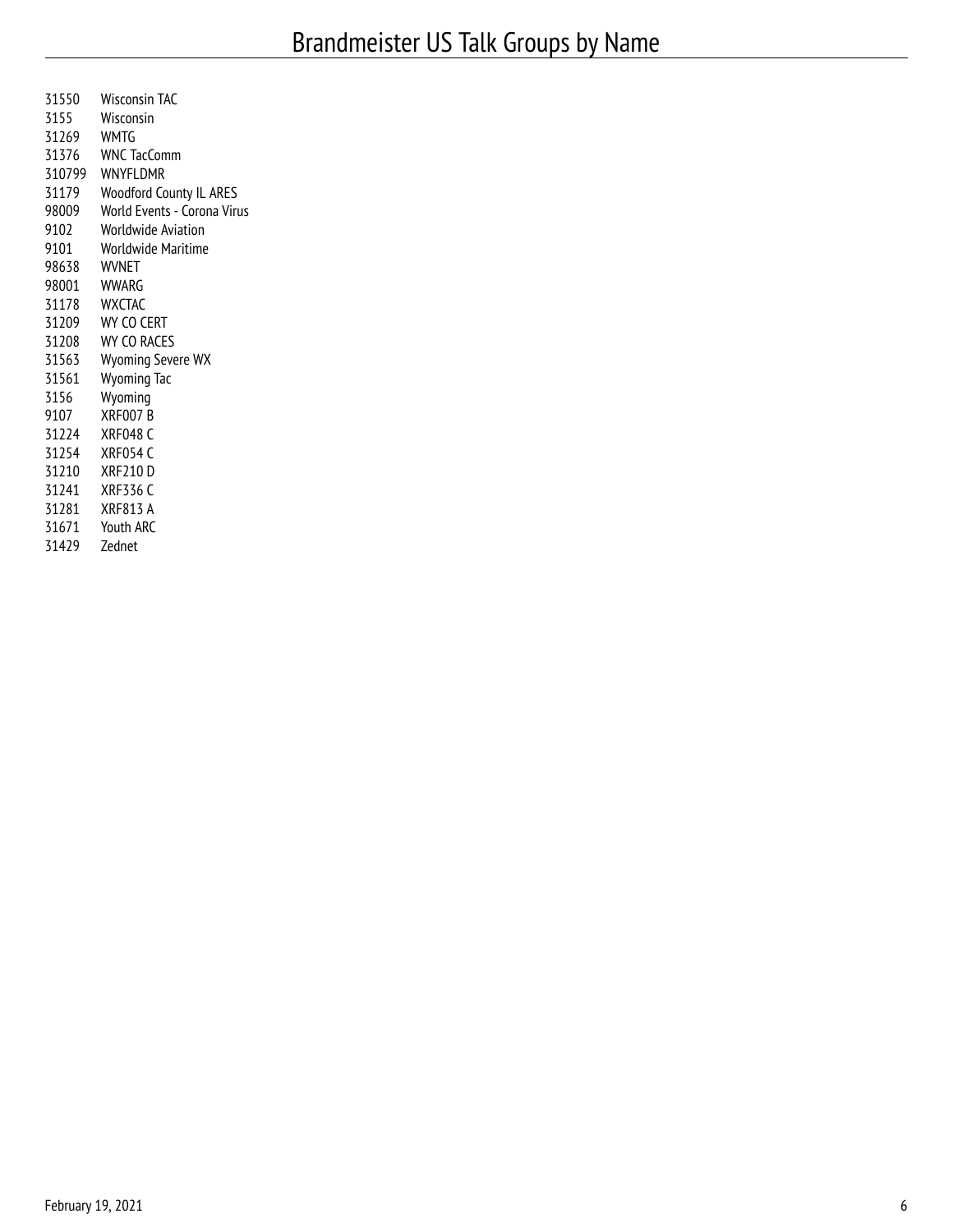| | |
|---|---|
| 31550 | Wisconsin TAC |
| 3155 | Wisconsin |
| 31269 | WMTG |
| 31376 | WNC TacComm |
| 310799 | WNYFLDMR |
| 31179 | Woodford County IL ARES |
| 98009 | World Events - Corona Virus |
| 9102 | Worldwide Aviation |
| 9101 | Worldwide Maritime |
| 98638 | WVNET |
| 98001 | WWARG |
| 31178 | WXCTAC |
| 31209 | WY CO CERT |
| 31208 | WY CO RACES |
| 31563 | Wyoming Severe WX |
| 31561 | Wyoming Tac |
| 3156 | Wyoming |
| 9107 | XRF007 B |
| 31224 | XRF048 C |
| 31254 | XRF054 C |
| 31210 | XRF210 D |
| 31241 | XRF336 C |
| 31281 | XRF813 A |
| 31671 | Youth ARC |
| 31429 | Zednet |